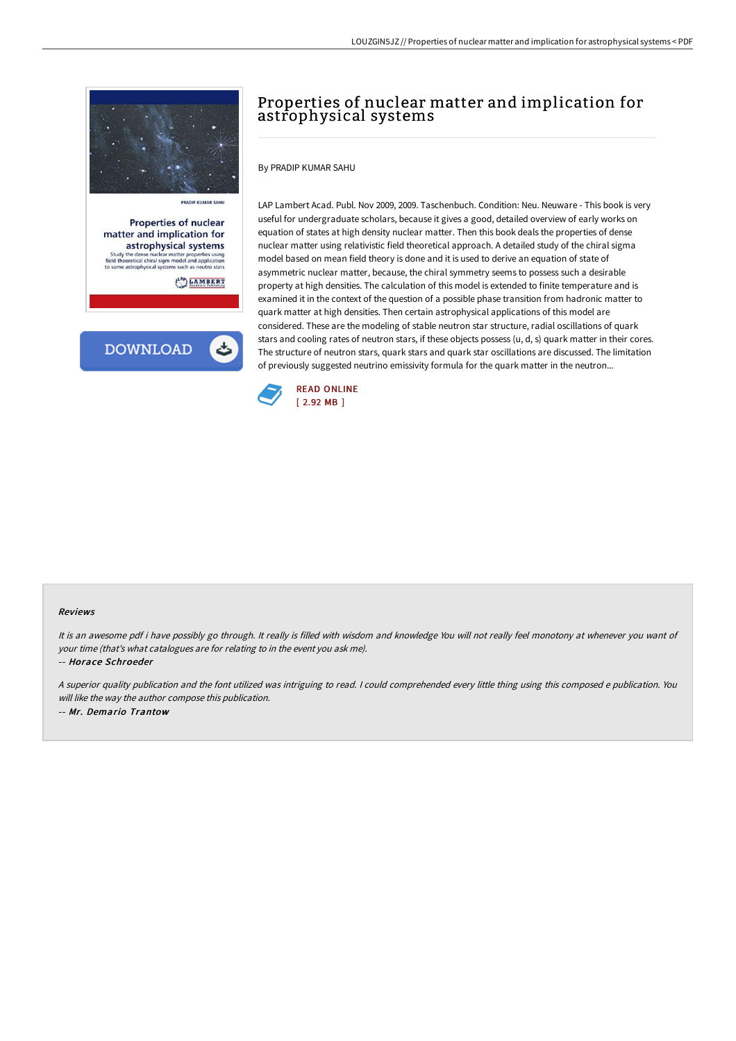# Properties of nuclear matter and implication for astrophysical systems

By PRADIP KUMAR SAHU

LAP Lambert Acad. Publ. Nov 2009, 2009. Taschenbuch. Condition: Neu. Neuware - This book is very useful for undergraduate scholars, because it gives a good, detailed overview of early works on equation of states at high density nuclear matter. Then this book deals the properties of dense nuclear matter using relativistic field theoretical approach. A detailed study of the chiral sigma model based on mean field theory is done and it is used to derive an equation of state of asymmetric nuclear matter, because, the chiral symmetry seems to possess such a desirable property at high densities. The calculation of this model is extended to finite temperature and is examined it in the context of the question of a possible phase transition from hadronic matter to quark matter at high densities. Then certain astrophysical applications of this model are considered. These are the modeling of stable neutron star structure, radial oscillations of quark stars and cooling rates of neutron stars, if these objects possess (u, d, s) quark matter in their cores. The structure of neutron stars, quark stars and quark star oscillations are discussed. The limitation of previously suggested neutrino emissivity formula for the quark matter in the neutron...

READ ONLINE
[ 2.92 MB ]

### Reviews

*It is an awesome pdf i have possibly go through. It really is filled with wisdom and knowledge You will not really feel monotony at whenever you want of your time (that's what catalogues are for relating to in the event you ask me).*

-- ***Horace Schroeder***

*A superior quality publication and the font utilized was intriguing to read. I could comprehended every little thing using this composed e publication. You will like the way the author compose this publication.*

-- ***Mr. Demario Trantow***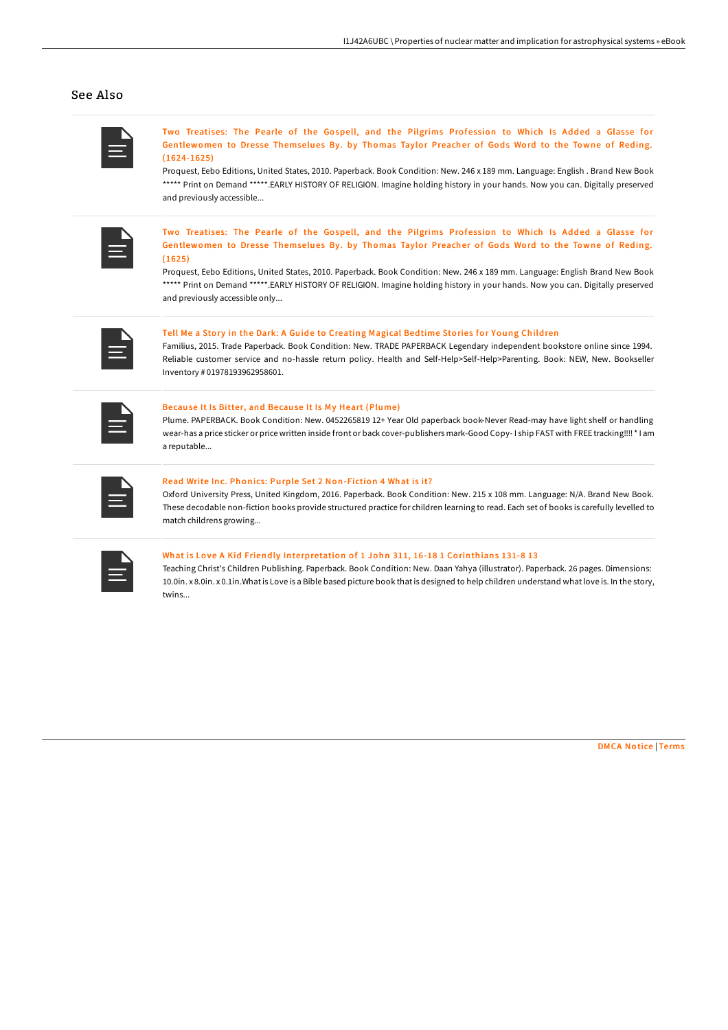## See Also

### Two Treatises: The Pearle of the Gospell, and the Pilgrims Profession to Which Is Added a Glasse for Gentlewomen to Dresse Themselues By. by Thomas Taylor Preacher of Gods Word to the Towne of Reding. (1624-1625)

Proquest, Eebo Editions, United States, 2010. Paperback. Book Condition: New. 246 x 189 mm. Language: English . Brand New Book ***** Print on Demand *****.EARLY HISTORY OF RELIGION. Imagine holding history in your hands. Now you can. Digitally preserved and previously accessible...

### Two Treatises: The Pearle of the Gospell, and the Pilgrims Profession to Which Is Added a Glasse for Gentlewomen to Dresse Themselues By. by Thomas Taylor Preacher of Gods Word to the Towne of Reding. (1625)

Proquest, Eebo Editions, United States, 2010. Paperback. Book Condition: New. 246 x 189 mm. Language: English Brand New Book ***** Print on Demand *****.EARLY HISTORY OF RELIGION. Imagine holding history in your hands. Now you can. Digitally preserved and previously accessible only...

### Tell Me a Story in the Dark: A Guide to Creating Magical Bedtime Stories for Young Children

Familius, 2015. Trade Paperback. Book Condition: New. TRADE PAPERBACK Legendary independent bookstore online since 1994. Reliable customer service and no-hassle return policy. Health and Self-Help>Self-Help>Parenting. Book: NEW, New. Bookseller Inventory # 01978193962958601.

### Because It Is Bitter, and Because It Is My Heart (Plume)

Plume. PAPERBACK. Book Condition: New. 0452265819 12+ Year Old paperback book-Never Read-may have light shelf or handling wear-has a price sticker or price written inside front or back cover-publishers mark-Good Copy- I ship FAST with FREE tracking!!!! * I am a reputable...

### Read Write Inc. Phonics: Purple Set 2 Non-Fiction 4 What is it?

Oxford University Press, United Kingdom, 2016. Paperback. Book Condition: New. 215 x 108 mm. Language: N/A. Brand New Book. These decodable non-fiction books provide structured practice for children learning to read. Each set of books is carefully levelled to match childrens growing...

### What is Love A Kid Friendly Interpretation of 1 John 311, 16-18 1 Corinthians 131-8 13

Teaching Christ's Children Publishing. Paperback. Book Condition: New. Daan Yahya (illustrator). Paperback. 26 pages. Dimensions: 10.0in. x 8.0in. x 0.1in.What is Love is a Bible based picture book that is designed to help children understand what love is. In the story, twins...